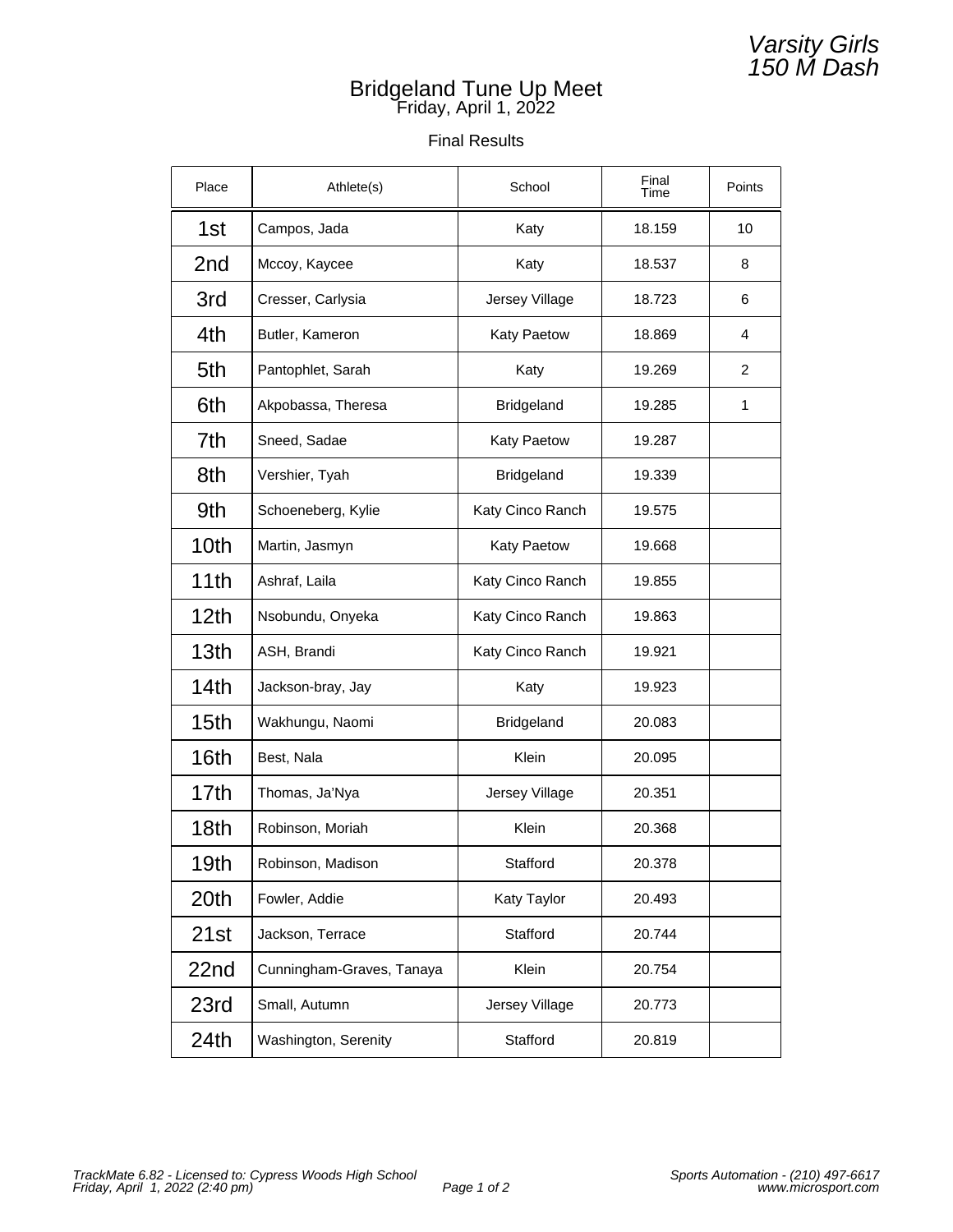# Varsity Girls
# 150 M Dash

## Bridgeland Tune Up Meet
Friday, April 1, 2022

Final Results

| Place | Athlete(s) | School | Final Time | Points |
|---|---|---|---|---|
| 1st | Campos, Jada | Katy | 18.159 | 10 |
| 2nd | Mccoy, Kaycee | Katy | 18.537 | 8 |
| 3rd | Cresser, Carlysia | Jersey Village | 18.723 | 6 |
| 4th | Butler, Kameron | Katy Paetow | 18.869 | 4 |
| 5th | Pantophlet, Sarah | Katy | 19.269 | 2 |
| 6th | Akpobassa, Theresa | Bridgeland | 19.285 | 1 |
| 7th | Sneed, Sadae | Katy Paetow | 19.287 | |
| 8th | Vershier, Tyah | Bridgeland | 19.339 | |
| 9th | Schoeneberg, Kylie | Katy Cinco Ranch | 19.575 | |
| 10th | Martin, Jasmyn | Katy Paetow | 19.668 | |
| 11th | Ashraf, Laila | Katy Cinco Ranch | 19.855 | |
| 12th | Nsobundu, Onyeka | Katy Cinco Ranch | 19.863 | |
| 13th | ASH, Brandi | Katy Cinco Ranch | 19.921 | |
| 14th | Jackson-bray, Jay | Katy | 19.923 | |
| 15th | Wakhungu, Naomi | Bridgeland | 20.083 | |
| 16th | Best, Nala | Klein | 20.095 | |
| 17th | Thomas, Ja'Nya | Jersey Village | 20.351 | |
| 18th | Robinson, Moriah | Klein | 20.368 | |
| 19th | Robinson, Madison | Stafford | 20.378 | |
| 20th | Fowler, Addie | Katy Taylor | 20.493 | |
| 21st | Jackson, Terrace | Stafford | 20.744 | |
| 22nd | Cunningham-Graves, Tanaya | Klein | 20.754 | |
| 23rd | Small, Autumn | Jersey Village | 20.773 | |
| 24th | Washington, Serenity | Stafford | 20.819 | |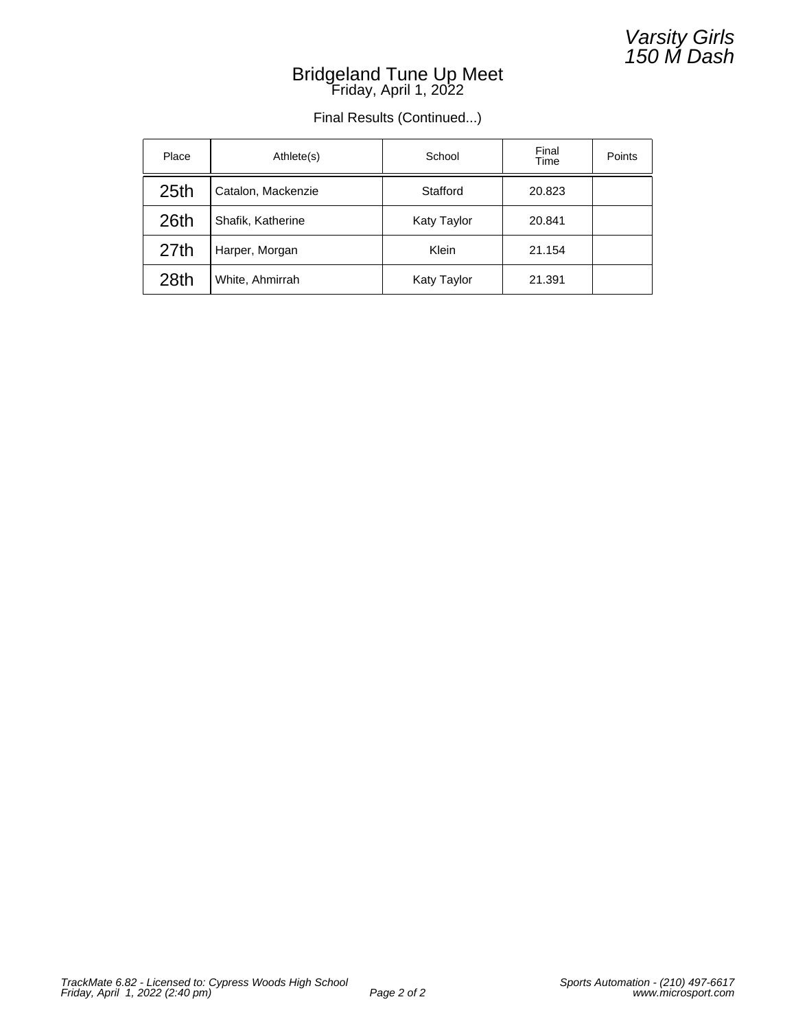# Varsity Girls
# 150 M Dash

## Bridgeland Tune Up Meet
Friday, April 1, 2022

Final Results (Continued...)

| Place | Athlete(s) | School | Final Time | Points |
|---|---|---|---|---|
| 25th | Catalon, Mackenzie | Stafford | 20.823 | |
| 26th | Shafik, Katherine | Katy Taylor | 20.841 | |
| 27th | Harper, Morgan | Klein | 21.154 | |
| 28th | White, Ahmirrah | Katy Taylor | 21.391 | |

*TrackMate 6.82 - Licensed to: Cypress Woods High School*
*Friday, April 1, 2022 (2:40 pm)*

*Sports Automation - (210) 497-6617*
*www.microsport.com*